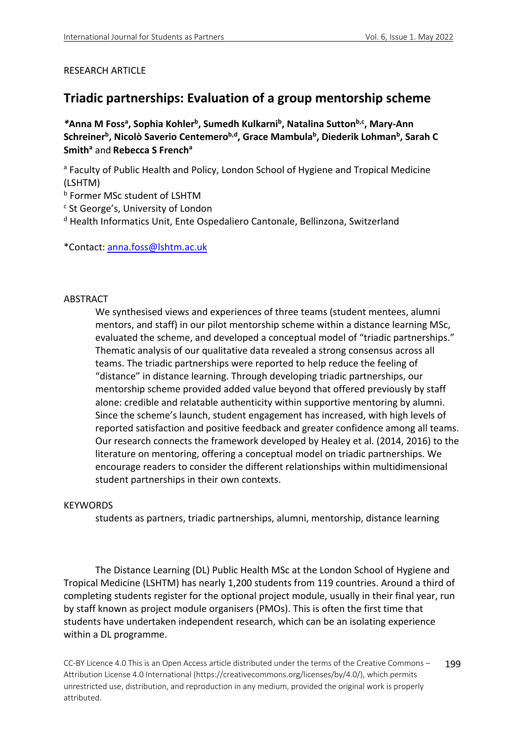RESEARCH ARTICLE

# Triadic partnerships: Evaluation of a group mentorship scheme

**\*Anna M Foss[a], Sophia Kohler[b], Sumedh Kulkarni[b], Natalina Sutton[b,c], Mary-Ann Schreiner[b], Nicolò Saverio Centemero[b,d], Grace Mambula[b], Diederik Lohman[b], Sarah C Smith[a]** and **Rebecca S French[a]**

[a] Faculty of Public Health and Policy, London School of Hygiene and Tropical Medicine (LSHTM)

[b] Former MSc student of LSHTM

[c] St George's, University of London

[d] Health Informatics Unit, Ente Ospedaliero Cantonale, Bellinzona, Switzerland

*Contact: anna.foss@lshtm.ac.uk

ABSTRACT

We synthesised views and experiences of three teams (student mentees, alumni mentors, and staff) in our pilot mentorship scheme within a distance learning MSc, evaluated the scheme, and developed a conceptual model of "triadic partnerships." Thematic analysis of our qualitative data revealed a strong consensus across all teams. The triadic partnerships were reported to help reduce the feeling of "distance" in distance learning. Through developing triadic partnerships, our mentorship scheme provided added value beyond that offered previously by staff alone: credible and relatable authenticity within supportive mentoring by alumni. Since the scheme's launch, student engagement has increased, with high levels of reported satisfaction and positive feedback and greater confidence among all teams. Our research connects the framework developed by Healey et al. (2014, 2016) to the literature on mentoring, offering a conceptual model on triadic partnerships. We encourage readers to consider the different relationships within multidimensional student partnerships in their own contexts.

KEYWORDS

students as partners, triadic partnerships, alumni, mentorship, distance learning

The Distance Learning (DL) Public Health MSc at the London School of Hygiene and Tropical Medicine (LSHTM) has nearly 1,200 students from 119 countries. Around a third of completing students register for the optional project module, usually in their final year, run by staff known as project module organisers (PMOs). This is often the first time that students have undertaken independent research, which can be an isolating experience within a DL programme.

CC-BY Licence 4.0 This is an Open Access article distributed under the terms of the Creative Commons – Attribution License 4.0 International (https://creativecommons.org/licenses/by/4.0/), which permits unrestricted use, distribution, and reproduction in any medium, provided the original work is properly attributed.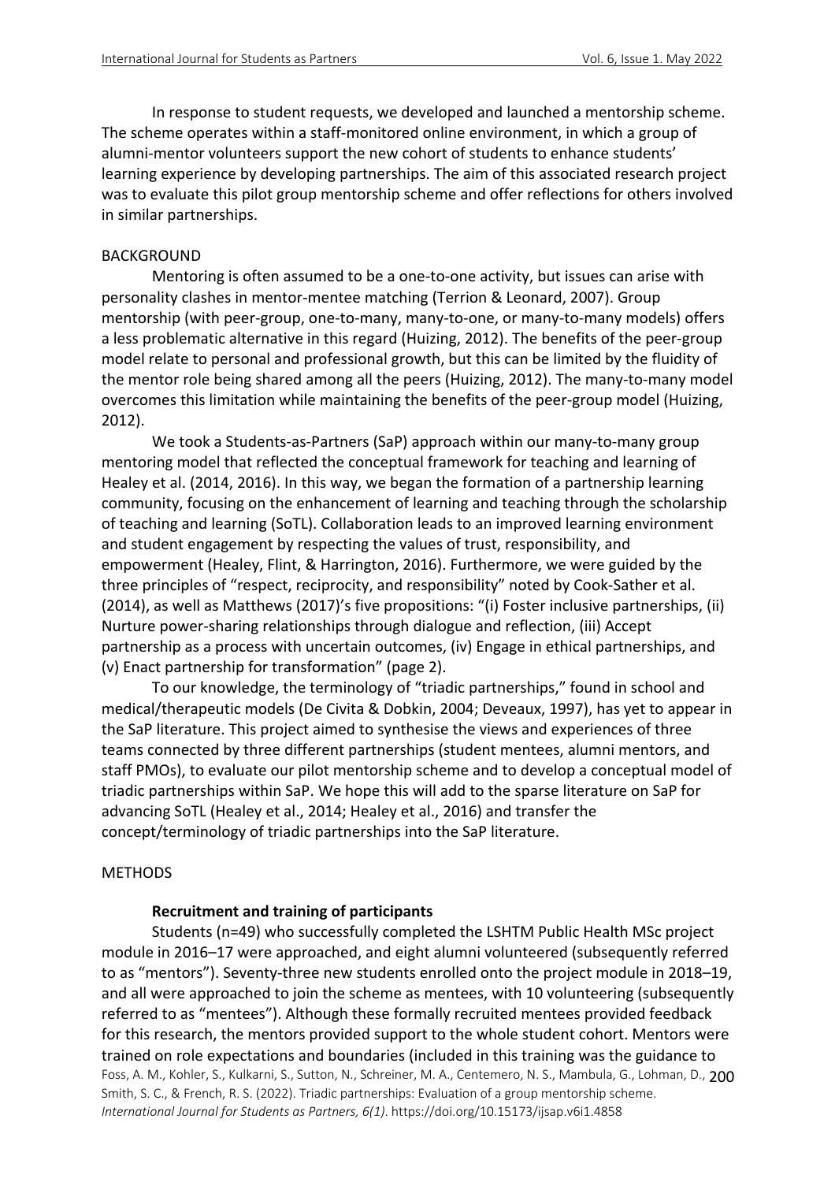In response to student requests, we developed and launched a mentorship scheme. The scheme operates within a staff-monitored online environment, in which a group of alumni-mentor volunteers support the new cohort of students to enhance students' learning experience by developing partnerships. The aim of this associated research project was to evaluate this pilot group mentorship scheme and offer reflections for others involved in similar partnerships.

## BACKGROUND

Mentoring is often assumed to be a one-to-one activity, but issues can arise with personality clashes in mentor-mentee matching (Terrion & Leonard, 2007). Group mentorship (with peer-group, one-to-many, many-to-one, or many-to-many models) offers a less problematic alternative in this regard (Huizing, 2012). The benefits of the peer-group model relate to personal and professional growth, but this can be limited by the fluidity of the mentor role being shared among all the peers (Huizing, 2012). The many-to-many model overcomes this limitation while maintaining the benefits of the peer-group model (Huizing, 2012).

We took a Students-as-Partners (SaP) approach within our many-to-many group mentoring model that reflected the conceptual framework for teaching and learning of Healey et al. (2014, 2016). In this way, we began the formation of a partnership learning community, focusing on the enhancement of learning and teaching through the scholarship of teaching and learning (SoTL). Collaboration leads to an improved learning environment and student engagement by respecting the values of trust, responsibility, and empowerment (Healey, Flint, & Harrington, 2016). Furthermore, we were guided by the three principles of "respect, reciprocity, and responsibility" noted by Cook-Sather et al. (2014), as well as Matthews (2017)'s five propositions: "(i) Foster inclusive partnerships, (ii) Nurture power-sharing relationships through dialogue and reflection, (iii) Accept partnership as a process with uncertain outcomes, (iv) Engage in ethical partnerships, and (v) Enact partnership for transformation" (page 2).

To our knowledge, the terminology of "triadic partnerships," found in school and medical/therapeutic models (De Civita & Dobkin, 2004; Deveaux, 1997), has yet to appear in the SaP literature. This project aimed to synthesise the views and experiences of three teams connected by three different partnerships (student mentees, alumni mentors, and staff PMOs), to evaluate our pilot mentorship scheme and to develop a conceptual model of triadic partnerships within SaP. We hope this will add to the sparse literature on SaP for advancing SoTL (Healey et al., 2014; Healey et al., 2016) and transfer the concept/terminology of triadic partnerships into the SaP literature.

## METHODS

### Recruitment and training of participants

Students (n=49) who successfully completed the LSHTM Public Health MSc project module in 2016–17 were approached, and eight alumni volunteered (subsequently referred to as "mentors"). Seventy-three new students enrolled onto the project module in 2018–19, and all were approached to join the scheme as mentees, with 10 volunteering (subsequently referred to as "mentees"). Although these formally recruited mentees provided feedback for this research, the mentors provided support to the whole student cohort. Mentors were trained on role expectations and boundaries (included in this training was the guidance to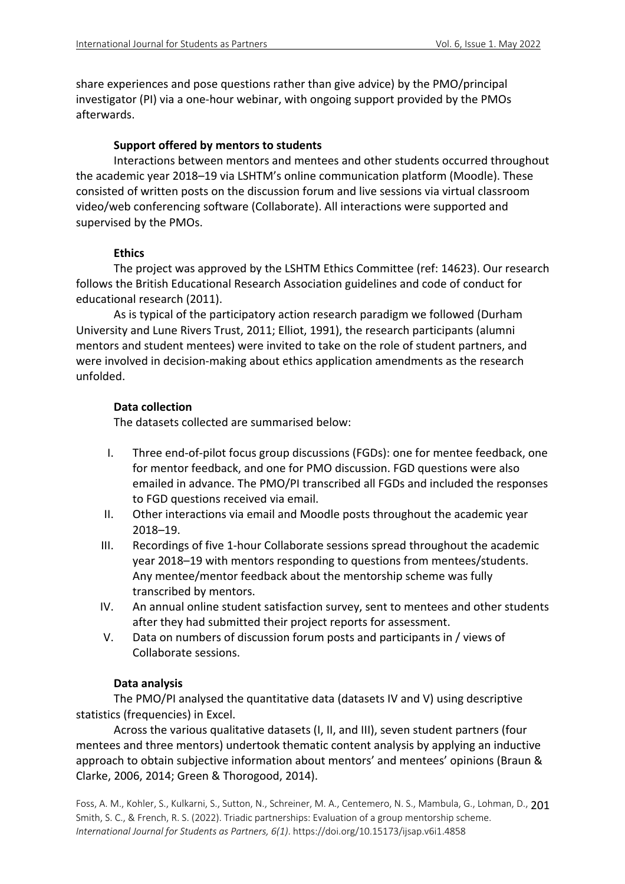share experiences and pose questions rather than give advice) by the PMO/principal investigator (PI) via a one-hour webinar, with ongoing support provided by the PMOs afterwards.

### Support offered by mentors to students

Interactions between mentors and mentees and other students occurred throughout the academic year 2018–19 via LSHTM's online communication platform (Moodle). These consisted of written posts on the discussion forum and live sessions via virtual classroom video/web conferencing software (Collaborate). All interactions were supported and supervised by the PMOs.

### Ethics

The project was approved by the LSHTM Ethics Committee (ref: 14623). Our research follows the British Educational Research Association guidelines and code of conduct for educational research (2011).

As is typical of the participatory action research paradigm we followed (Durham University and Lune Rivers Trust, 2011; Elliot, 1991), the research participants (alumni mentors and student mentees) were invited to take on the role of student partners, and were involved in decision-making about ethics application amendments as the research unfolded.

### Data collection

The datasets collected are summarised below:

I. Three end-of-pilot focus group discussions (FGDs): one for mentee feedback, one for mentor feedback, and one for PMO discussion. FGD questions were also emailed in advance. The PMO/PI transcribed all FGDs and included the responses to FGD questions received via email.
II. Other interactions via email and Moodle posts throughout the academic year 2018–19.
III. Recordings of five 1-hour Collaborate sessions spread throughout the academic year 2018–19 with mentors responding to questions from mentees/students. Any mentee/mentor feedback about the mentorship scheme was fully transcribed by mentors.
IV. An annual online student satisfaction survey, sent to mentees and other students after they had submitted their project reports for assessment.
V. Data on numbers of discussion forum posts and participants in / views of Collaborate sessions.

### Data analysis

The PMO/PI analysed the quantitative data (datasets IV and V) using descriptive statistics (frequencies) in Excel.

Across the various qualitative datasets (I, II, and III), seven student partners (four mentees and three mentors) undertook thematic content analysis by applying an inductive approach to obtain subjective information about mentors' and mentees' opinions (Braun & Clarke, 2006, 2014; Green & Thorogood, 2014).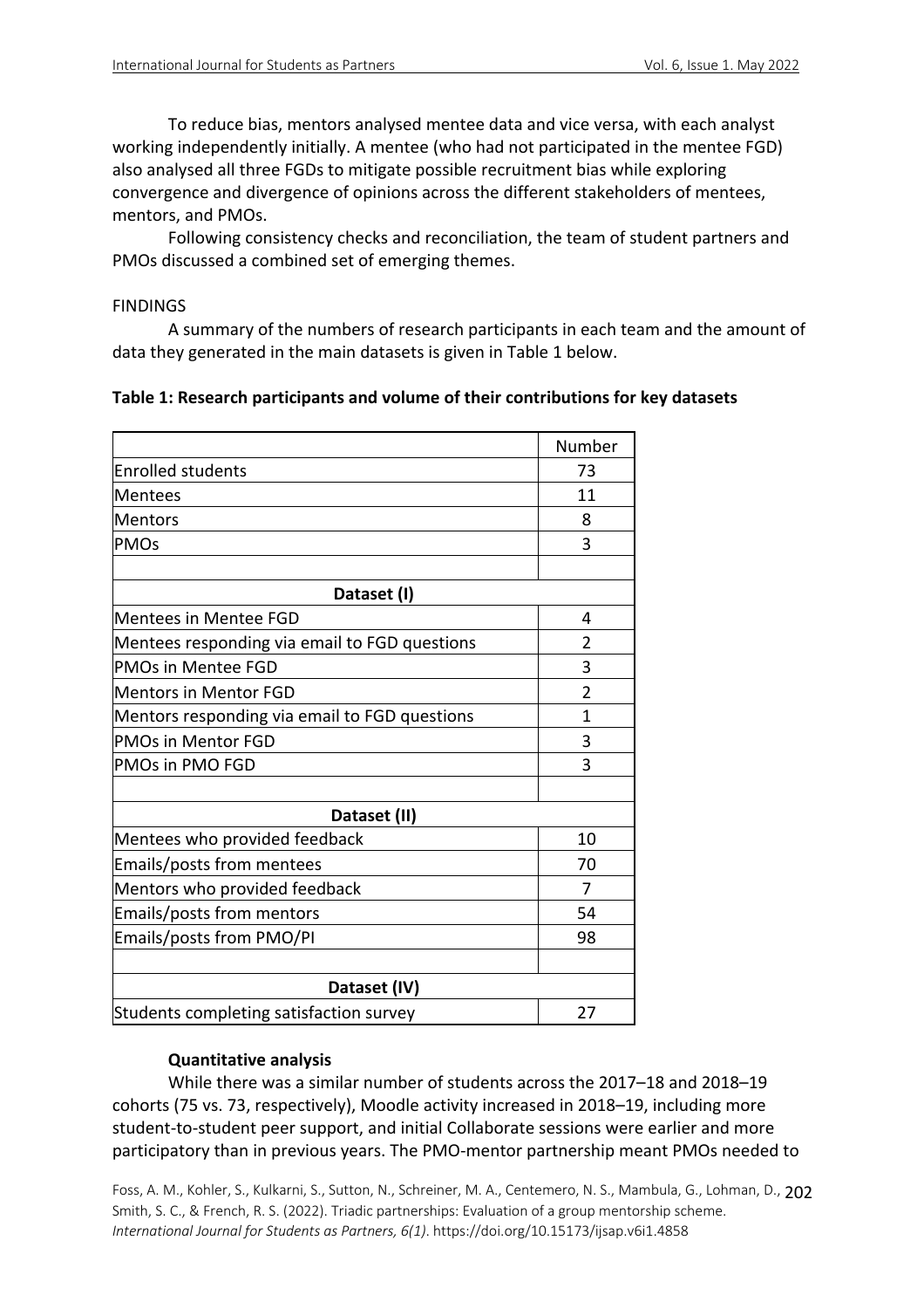To reduce bias, mentors analysed mentee data and vice versa, with each analyst working independently initially. A mentee (who had not participated in the mentee FGD) also analysed all three FGDs to mitigate possible recruitment bias while exploring convergence and divergence of opinions across the different stakeholders of mentees, mentors, and PMOs.

Following consistency checks and reconciliation, the team of student partners and PMOs discussed a combined set of emerging themes.

## FINDINGS

A summary of the numbers of research participants in each team and the amount of data they generated in the main datasets is given in Table 1 below.

**Table 1: Research participants and volume of their contributions for key datasets**

| | Number |
|---|---|
| Enrolled students | 73 |
| Mentees | 11 |
| Mentors | 8 |
| PMOs | 3 |
| | |
| **Dataset (I)** | |
| Mentees in Mentee FGD | 4 |
| Mentees responding via email to FGD questions | 2 |
| PMOs in Mentee FGD | 3 |
| Mentors in Mentor FGD | 2 |
| Mentors responding via email to FGD questions | 1 |
| PMOs in Mentor FGD | 3 |
| PMOs in PMO FGD | 3 |
| | |
| **Dataset (II)** | |
| Mentees who provided feedback | 10 |
| Emails/posts from mentees | 70 |
| Mentors who provided feedback | 7 |
| Emails/posts from mentors | 54 |
| Emails/posts from PMO/PI | 98 |
| | |
| **Dataset (IV)** | |
| Students completing satisfaction survey | 27 |

### Quantitative analysis

While there was a similar number of students across the 2017–18 and 2018–19 cohorts (75 vs. 73, respectively), Moodle activity increased in 2018–19, including more student-to-student peer support, and initial Collaborate sessions were earlier and more participatory than in previous years. The PMO-mentor partnership meant PMOs needed to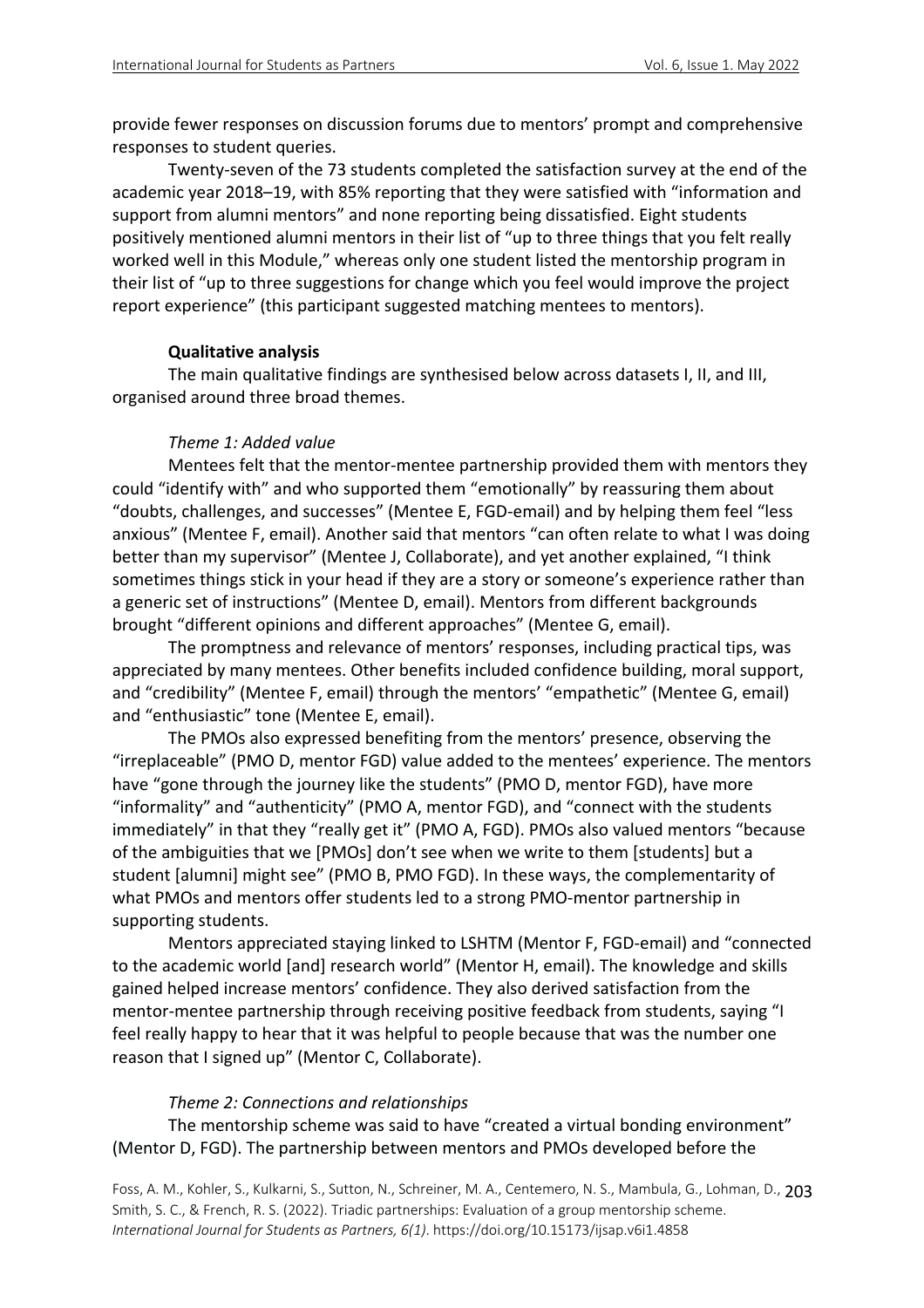provide fewer responses on discussion forums due to mentors' prompt and comprehensive responses to student queries.

Twenty-seven of the 73 students completed the satisfaction survey at the end of the academic year 2018–19, with 85% reporting that they were satisfied with "information and support from alumni mentors" and none reporting being dissatisfied. Eight students positively mentioned alumni mentors in their list of "up to three things that you felt really worked well in this Module," whereas only one student listed the mentorship program in their list of "up to three suggestions for change which you feel would improve the project report experience" (this participant suggested matching mentees to mentors).

### Qualitative analysis

The main qualitative findings are synthesised below across datasets I, II, and III, organised around three broad themes.

#### *Theme 1: Added value*

Mentees felt that the mentor-mentee partnership provided them with mentors they could "identify with" and who supported them "emotionally" by reassuring them about "doubts, challenges, and successes" (Mentee E, FGD-email) and by helping them feel "less anxious" (Mentee F, email). Another said that mentors "can often relate to what I was doing better than my supervisor" (Mentee J, Collaborate), and yet another explained, "I think sometimes things stick in your head if they are a story or someone's experience rather than a generic set of instructions" (Mentee D, email). Mentors from different backgrounds brought "different opinions and different approaches" (Mentee G, email).

The promptness and relevance of mentors' responses, including practical tips, was appreciated by many mentees. Other benefits included confidence building, moral support, and "credibility" (Mentee F, email) through the mentors' "empathetic" (Mentee G, email) and "enthusiastic" tone (Mentee E, email).

The PMOs also expressed benefiting from the mentors' presence, observing the "irreplaceable" (PMO D, mentor FGD) value added to the mentees' experience. The mentors have "gone through the journey like the students" (PMO D, mentor FGD), have more "informality" and "authenticity" (PMO A, mentor FGD), and "connect with the students immediately" in that they "really get it" (PMO A, FGD). PMOs also valued mentors "because of the ambiguities that we [PMOs] don't see when we write to them [students] but a student [alumni] might see" (PMO B, PMO FGD). In these ways, the complementarity of what PMOs and mentors offer students led to a strong PMO-mentor partnership in supporting students.

Mentors appreciated staying linked to LSHTM (Mentor F, FGD-email) and "connected to the academic world [and] research world" (Mentor H, email). The knowledge and skills gained helped increase mentors' confidence. They also derived satisfaction from the mentor-mentee partnership through receiving positive feedback from students, saying "I feel really happy to hear that it was helpful to people because that was the number one reason that I signed up" (Mentor C, Collaborate).

#### *Theme 2: Connections and relationships*

The mentorship scheme was said to have "created a virtual bonding environment" (Mentor D, FGD). The partnership between mentors and PMOs developed before the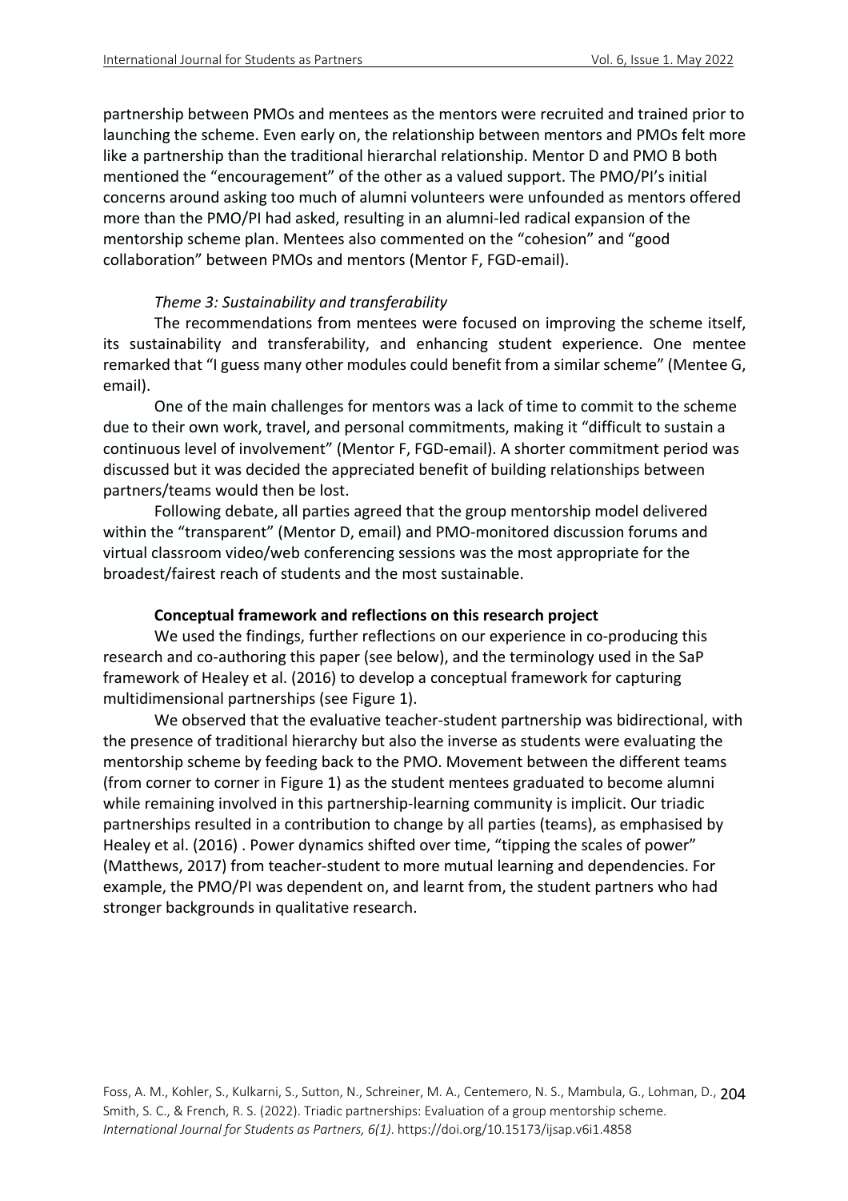partnership between PMOs and mentees as the mentors were recruited and trained prior to launching the scheme. Even early on, the relationship between mentors and PMOs felt more like a partnership than the traditional hierarchal relationship. Mentor D and PMO B both mentioned the "encouragement" of the other as a valued support. The PMO/PI's initial concerns around asking too much of alumni volunteers were unfounded as mentors offered more than the PMO/PI had asked, resulting in an alumni-led radical expansion of the mentorship scheme plan. Mentees also commented on the "cohesion" and "good collaboration" between PMOs and mentors (Mentor F, FGD-email).

*Theme 3: Sustainability and transferability*

The recommendations from mentees were focused on improving the scheme itself, its sustainability and transferability, and enhancing student experience. One mentee remarked that "I guess many other modules could benefit from a similar scheme" (Mentee G, email).

One of the main challenges for mentors was a lack of time to commit to the scheme due to their own work, travel, and personal commitments, making it "difficult to sustain a continuous level of involvement" (Mentor F, FGD-email). A shorter commitment period was discussed but it was decided the appreciated benefit of building relationships between partners/teams would then be lost.

Following debate, all parties agreed that the group mentorship model delivered within the "transparent" (Mentor D, email) and PMO-monitored discussion forums and virtual classroom video/web conferencing sessions was the most appropriate for the broadest/fairest reach of students and the most sustainable.

**Conceptual framework and reflections on this research project**

We used the findings, further reflections on our experience in co-producing this research and co-authoring this paper (see below), and the terminology used in the SaP framework of Healey et al. (2016) to develop a conceptual framework for capturing multidimensional partnerships (see Figure 1).

We observed that the evaluative teacher-student partnership was bidirectional, with the presence of traditional hierarchy but also the inverse as students were evaluating the mentorship scheme by feeding back to the PMO. Movement between the different teams (from corner to corner in Figure 1) as the student mentees graduated to become alumni while remaining involved in this partnership-learning community is implicit. Our triadic partnerships resulted in a contribution to change by all parties (teams), as emphasised by Healey et al. (2016) . Power dynamics shifted over time, "tipping the scales of power" (Matthews, 2017) from teacher-student to more mutual learning and dependencies. For example, the PMO/PI was dependent on, and learnt from, the student partners who had stronger backgrounds in qualitative research.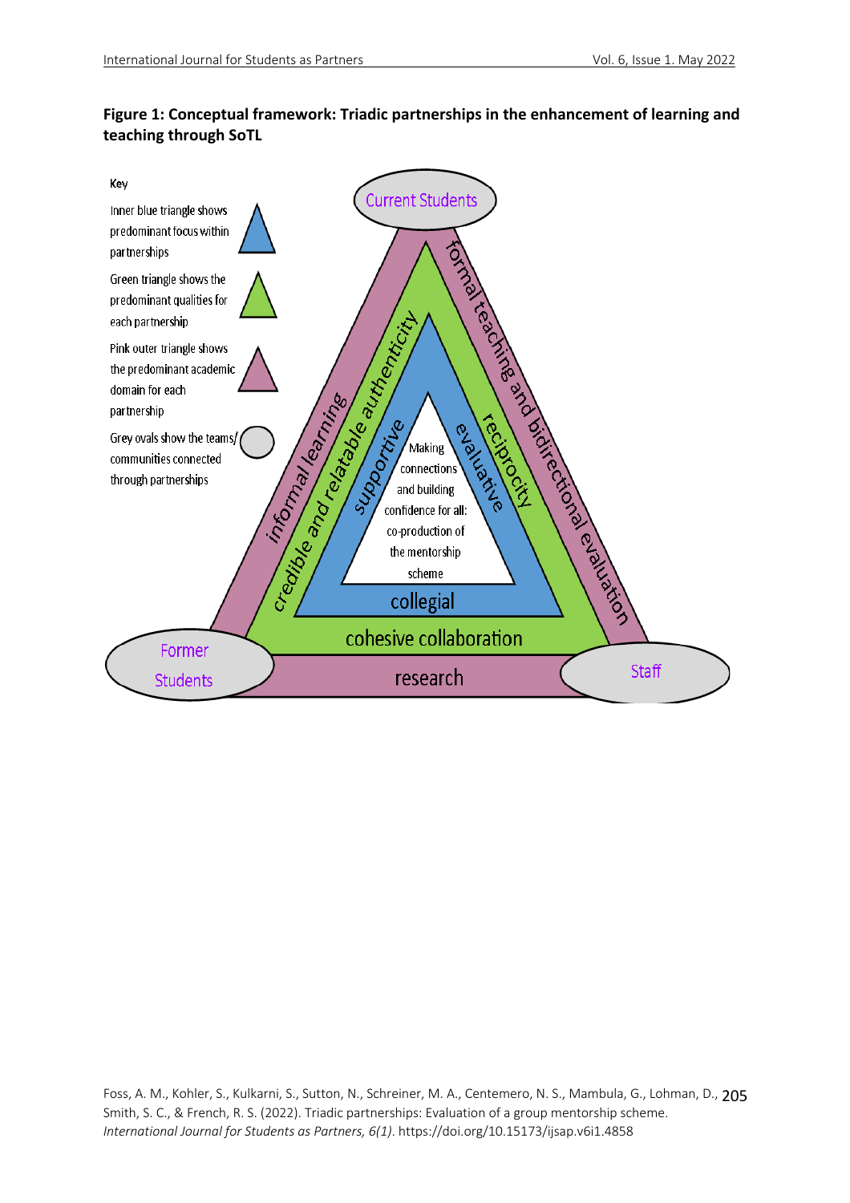**Figure 1: Conceptual framework: Triadic partnerships in the enhancement of learning and teaching through SoTL**

Key

Inner blue triangle shows predominant focus within partnerships

Green triangle shows the predominant qualities for each partnership

Pink outer triangle shows the predominant academic domain for each partnership

Grey ovals show the teams/communities connected through partnerships

Current Students

Former Students

Staff

informal learning

formal teaching and bidirectional evaluation

research

credible and relatable authenticity

reciprocity

cohesive collaboration

supportive

evaluative

collegial

Making connections and building confidence for all: co-production of the mentorship scheme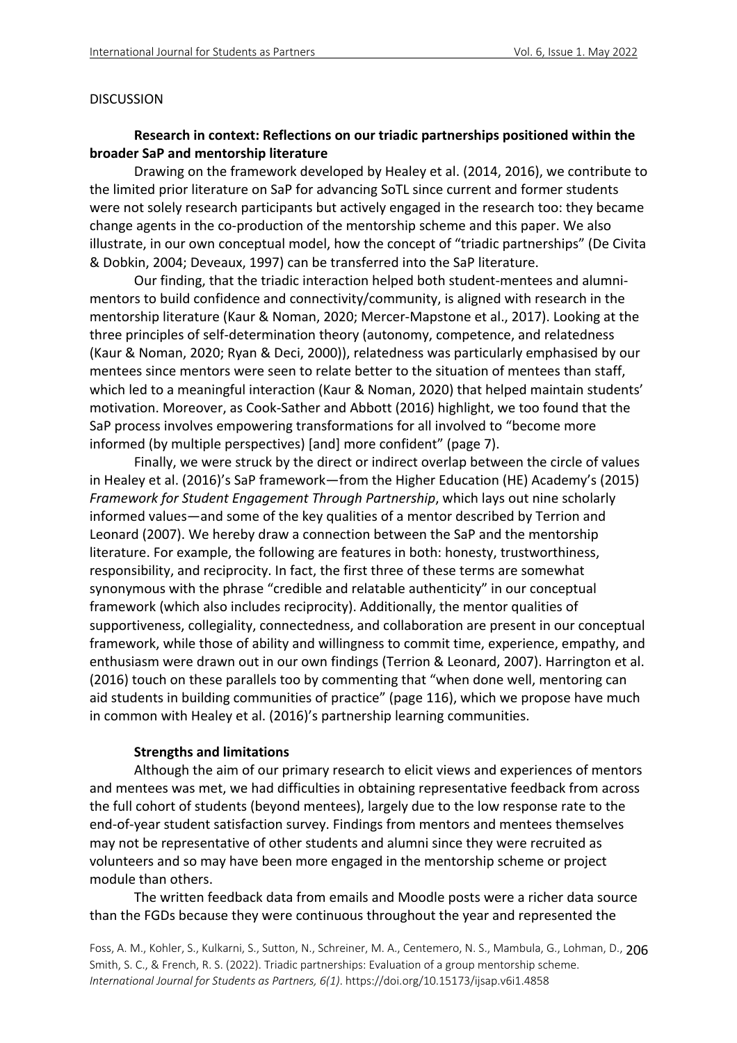DISCUSSION

**Research in context: Reflections on our triadic partnerships positioned within the broader SaP and mentorship literature**

Drawing on the framework developed by Healey et al. (2014, 2016), we contribute to the limited prior literature on SaP for advancing SoTL since current and former students were not solely research participants but actively engaged in the research too: they became change agents in the co-production of the mentorship scheme and this paper. We also illustrate, in our own conceptual model, how the concept of "triadic partnerships" (De Civita & Dobkin, 2004; Deveaux, 1997) can be transferred into the SaP literature.

Our finding, that the triadic interaction helped both student-mentees and alumni-mentors to build confidence and connectivity/community, is aligned with research in the mentorship literature (Kaur & Noman, 2020; Mercer-Mapstone et al., 2017). Looking at the three principles of self-determination theory (autonomy, competence, and relatedness (Kaur & Noman, 2020; Ryan & Deci, 2000)), relatedness was particularly emphasised by our mentees since mentors were seen to relate better to the situation of mentees than staff, which led to a meaningful interaction (Kaur & Noman, 2020) that helped maintain students' motivation. Moreover, as Cook-Sather and Abbott (2016) highlight, we too found that the SaP process involves empowering transformations for all involved to "become more informed (by multiple perspectives) [and] more confident" (page 7).

Finally, we were struck by the direct or indirect overlap between the circle of values in Healey et al. (2016)'s SaP framework—from the Higher Education (HE) Academy's (2015) *Framework for Student Engagement Through Partnership*, which lays out nine scholarly informed values—and some of the key qualities of a mentor described by Terrion and Leonard (2007). We hereby draw a connection between the SaP and the mentorship literature. For example, the following are features in both: honesty, trustworthiness, responsibility, and reciprocity. In fact, the first three of these terms are somewhat synonymous with the phrase "credible and relatable authenticity" in our conceptual framework (which also includes reciprocity). Additionally, the mentor qualities of supportiveness, collegiality, connectedness, and collaboration are present in our conceptual framework, while those of ability and willingness to commit time, experience, empathy, and enthusiasm were drawn out in our own findings (Terrion & Leonard, 2007). Harrington et al. (2016) touch on these parallels too by commenting that "when done well, mentoring can aid students in building communities of practice" (page 116), which we propose have much in common with Healey et al. (2016)'s partnership learning communities.

**Strengths and limitations**

Although the aim of our primary research to elicit views and experiences of mentors and mentees was met, we had difficulties in obtaining representative feedback from across the full cohort of students (beyond mentees), largely due to the low response rate to the end-of-year student satisfaction survey. Findings from mentors and mentees themselves may not be representative of other students and alumni since they were recruited as volunteers and so may have been more engaged in the mentorship scheme or project module than others.

The written feedback data from emails and Moodle posts were a richer data source than the FGDs because they were continuous throughout the year and represented the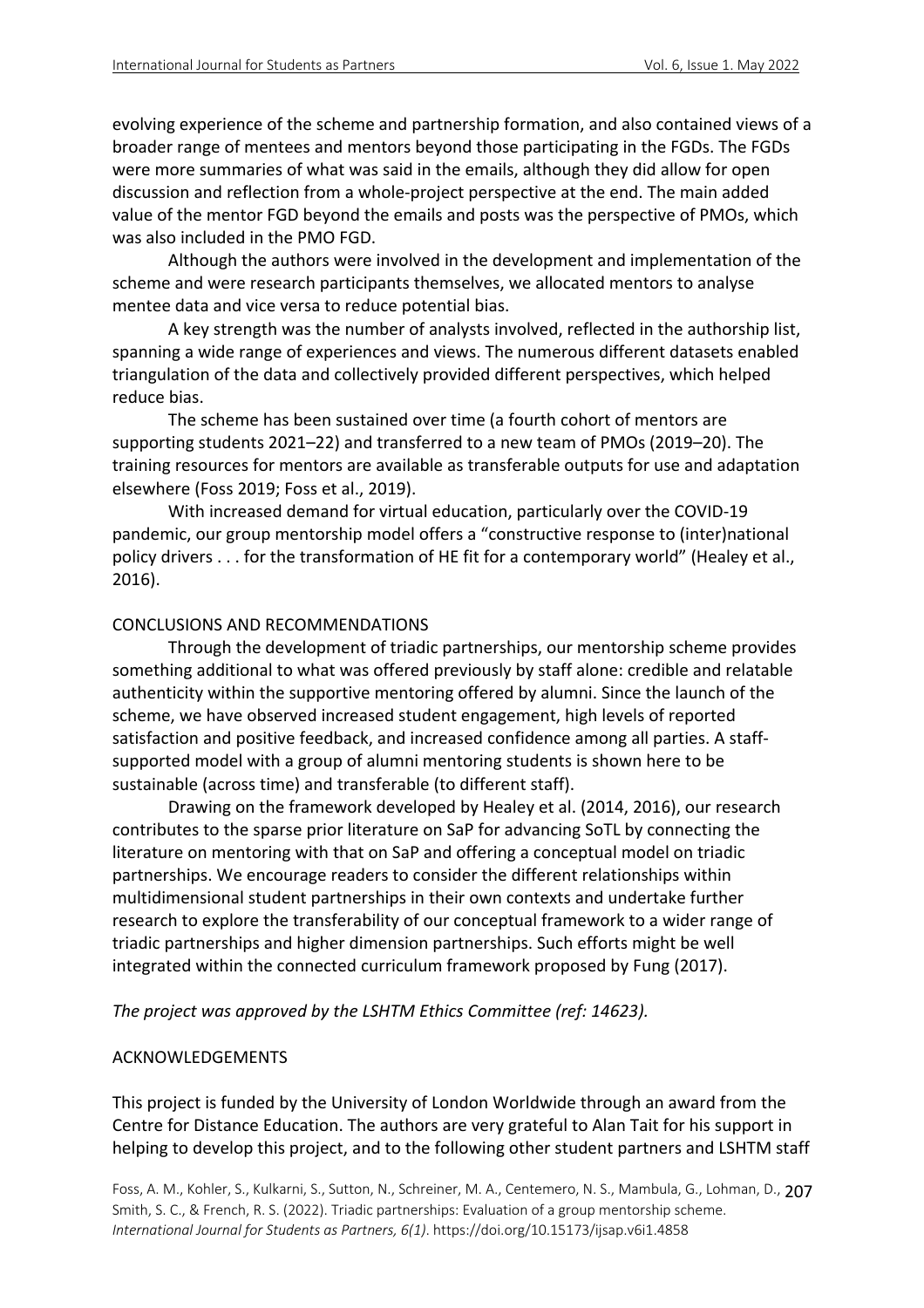evolving experience of the scheme and partnership formation, and also contained views of a broader range of mentees and mentors beyond those participating in the FGDs. The FGDs were more summaries of what was said in the emails, although they did allow for open discussion and reflection from a whole-project perspective at the end. The main added value of the mentor FGD beyond the emails and posts was the perspective of PMOs, which was also included in the PMO FGD.

Although the authors were involved in the development and implementation of the scheme and were research participants themselves, we allocated mentors to analyse mentee data and vice versa to reduce potential bias.

A key strength was the number of analysts involved, reflected in the authorship list, spanning a wide range of experiences and views. The numerous different datasets enabled triangulation of the data and collectively provided different perspectives, which helped reduce bias.

The scheme has been sustained over time (a fourth cohort of mentors are supporting students 2021–22) and transferred to a new team of PMOs (2019–20). The training resources for mentors are available as transferable outputs for use and adaptation elsewhere (Foss 2019; Foss et al., 2019).

With increased demand for virtual education, particularly over the COVID-19 pandemic, our group mentorship model offers a "constructive response to (inter)national policy drivers . . . for the transformation of HE fit for a contemporary world" (Healey et al., 2016).

## CONCLUSIONS AND RECOMMENDATIONS

Through the development of triadic partnerships, our mentorship scheme provides something additional to what was offered previously by staff alone: credible and relatable authenticity within the supportive mentoring offered by alumni. Since the launch of the scheme, we have observed increased student engagement, high levels of reported satisfaction and positive feedback, and increased confidence among all parties. A staff-supported model with a group of alumni mentoring students is shown here to be sustainable (across time) and transferable (to different staff).

Drawing on the framework developed by Healey et al. (2014, 2016), our research contributes to the sparse prior literature on SaP for advancing SoTL by connecting the literature on mentoring with that on SaP and offering a conceptual model on triadic partnerships. We encourage readers to consider the different relationships within multidimensional student partnerships in their own contexts and undertake further research to explore the transferability of our conceptual framework to a wider range of triadic partnerships and higher dimension partnerships. Such efforts might be well integrated within the connected curriculum framework proposed by Fung (2017).

*The project was approved by the LSHTM Ethics Committee (ref: 14623).*

## ACKNOWLEDGEMENTS

This project is funded by the University of London Worldwide through an award from the Centre for Distance Education. The authors are very grateful to Alan Tait for his support in helping to develop this project, and to the following other student partners and LSHTM staff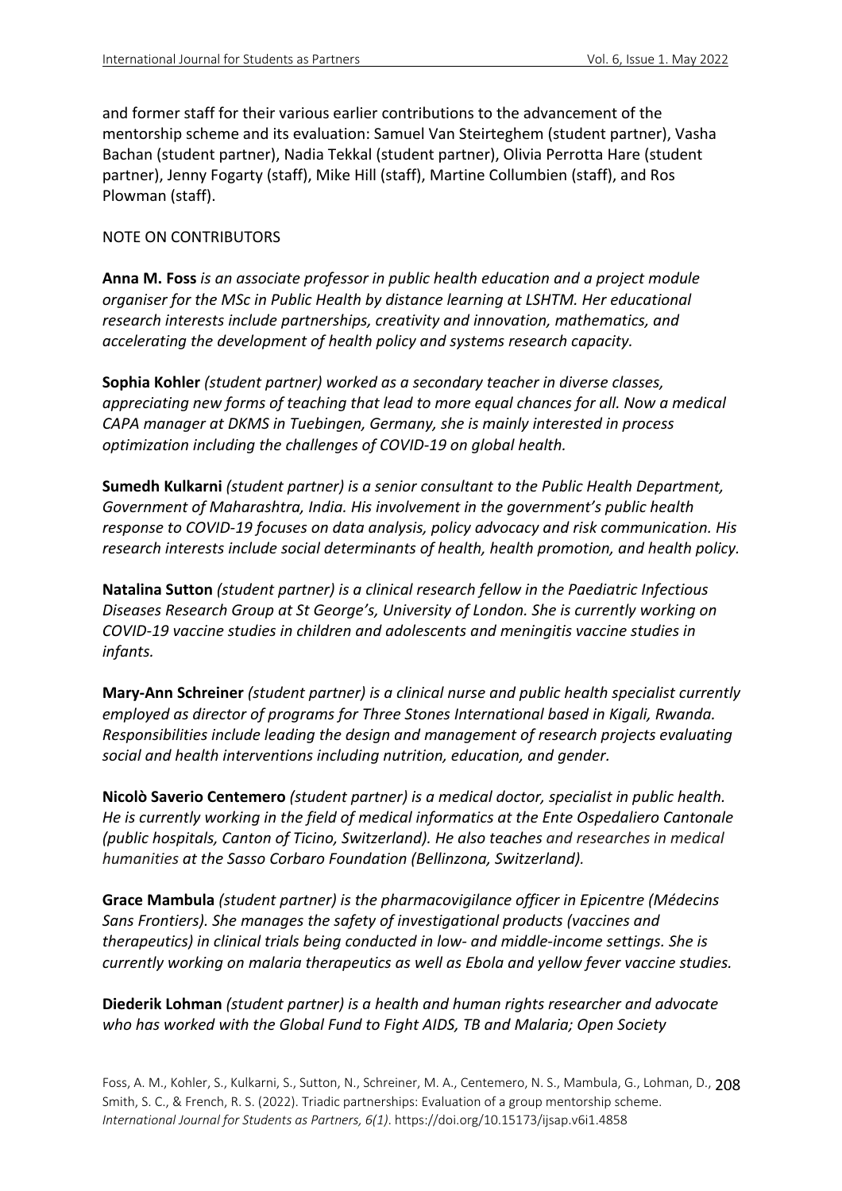and former staff for their various earlier contributions to the advancement of the mentorship scheme and its evaluation: Samuel Van Steirteghem (student partner), Vasha Bachan (student partner), Nadia Tekkal (student partner), Olivia Perrotta Hare (student partner), Jenny Fogarty (staff), Mike Hill (staff), Martine Collumbien (staff), and Ros Plowman (staff).

## NOTE ON CONTRIBUTORS

**Anna M. Foss** *is an associate professor in public health education and a project module organiser for the MSc in Public Health by distance learning at LSHTM. Her educational research interests include partnerships, creativity and innovation, mathematics, and accelerating the development of health policy and systems research capacity.*

**Sophia Kohler** *(student partner) worked as a secondary teacher in diverse classes, appreciating new forms of teaching that lead to more equal chances for all. Now a medical CAPA manager at DKMS in Tuebingen, Germany, she is mainly interested in process optimization including the challenges of COVID-19 on global health.*

**Sumedh Kulkarni** *(student partner) is a senior consultant to the Public Health Department, Government of Maharashtra, India. His involvement in the government's public health response to COVID-19 focuses on data analysis, policy advocacy and risk communication. His research interests include social determinants of health, health promotion, and health policy.*

**Natalina Sutton** *(student partner) is a clinical research fellow in the Paediatric Infectious Diseases Research Group at St George's, University of London. She is currently working on COVID-19 vaccine studies in children and adolescents and meningitis vaccine studies in infants.*

**Mary-Ann Schreiner** *(student partner) is a clinical nurse and public health specialist currently employed as director of programs for Three Stones International based in Kigali, Rwanda. Responsibilities include leading the design and management of research projects evaluating social and health interventions including nutrition, education, and gender.*

**Nicolò Saverio Centemero** *(student partner) is a medical doctor, specialist in public health. He is currently working in the field of medical informatics at the Ente Ospedaliero Cantonale (public hospitals, Canton of Ticino, Switzerland). He also teaches and researches in medical humanities at the Sasso Corbaro Foundation (Bellinzona, Switzerland).*

**Grace Mambula** *(student partner) is the pharmacovigilance officer in Epicentre (Médecins Sans Frontiers). She manages the safety of investigational products (vaccines and therapeutics) in clinical trials being conducted in low- and middle-income settings. She is currently working on malaria therapeutics as well as Ebola and yellow fever vaccine studies.*

**Diederik Lohman** *(student partner) is a health and human rights researcher and advocate who has worked with the Global Fund to Fight AIDS, TB and Malaria; Open Society*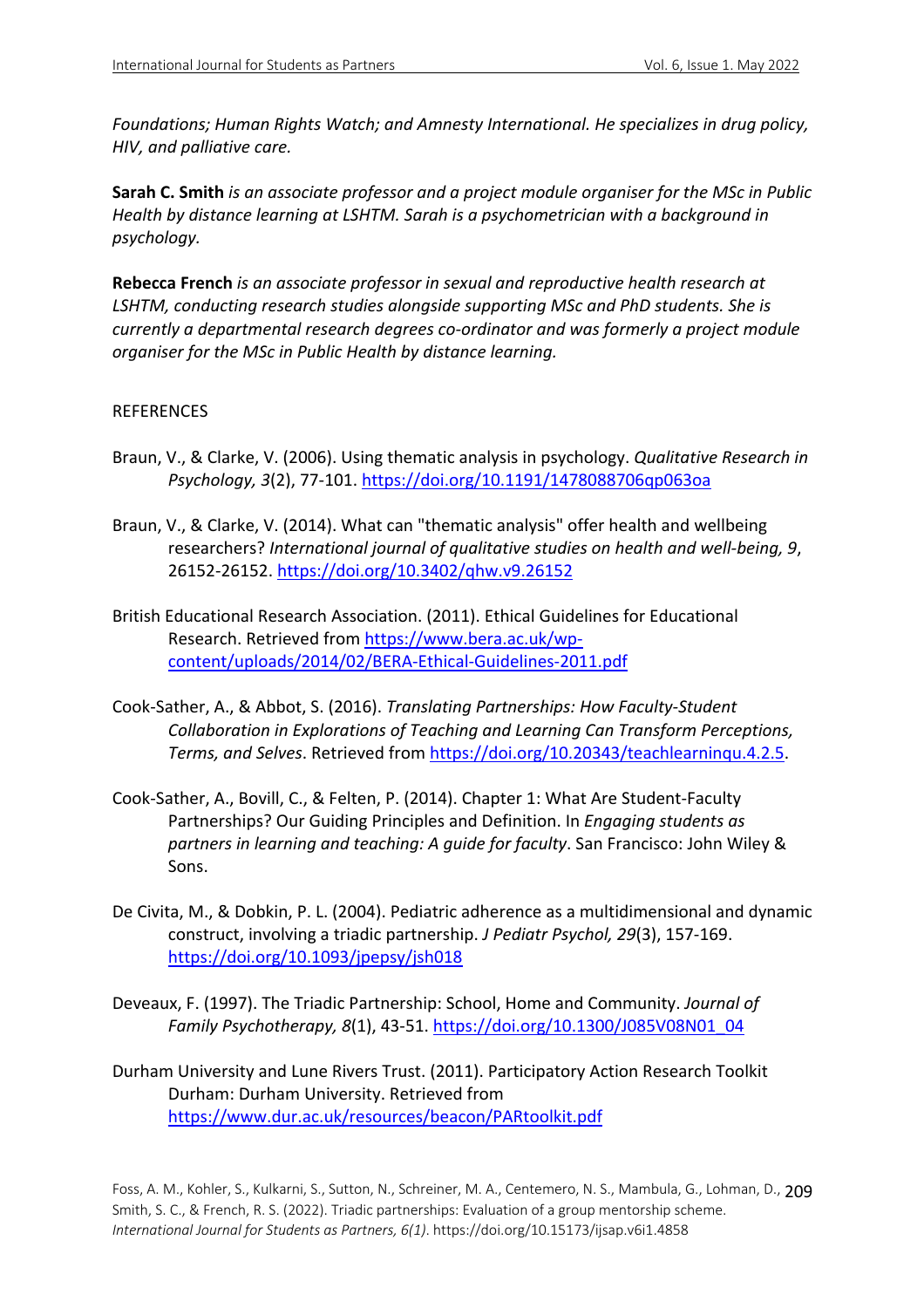*Foundations; Human Rights Watch; and Amnesty International. He specializes in drug policy, HIV, and palliative care.*

**Sarah C. Smith** *is an associate professor and a project module organiser for the MSc in Public Health by distance learning at LSHTM. Sarah is a psychometrician with a background in psychology.*

**Rebecca French** *is an associate professor in sexual and reproductive health research at LSHTM, conducting research studies alongside supporting MSc and PhD students. She is currently a departmental research degrees co-ordinator and was formerly a project module organiser for the MSc in Public Health by distance learning.*

## REFERENCES

Braun, V., & Clarke, V. (2006). Using thematic analysis in psychology. *Qualitative Research in Psychology, 3*(2), 77-101. https://doi.org/10.1191/1478088706qp063oa

Braun, V., & Clarke, V. (2014). What can "thematic analysis" offer health and wellbeing researchers? *International journal of qualitative studies on health and well-being, 9*, 26152-26152. https://doi.org/10.3402/qhw.v9.26152

British Educational Research Association. (2011). Ethical Guidelines for Educational Research. Retrieved from https://www.bera.ac.uk/wp-content/uploads/2014/02/BERA-Ethical-Guidelines-2011.pdf

Cook-Sather, A., & Abbot, S. (2016). *Translating Partnerships: How Faculty-Student Collaboration in Explorations of Teaching and Learning Can Transform Perceptions, Terms, and Selves*. Retrieved from https://doi.org/10.20343/teachlearninqu.4.2.5.

Cook-Sather, A., Bovill, C., & Felten, P. (2014). Chapter 1: What Are Student-Faculty Partnerships? Our Guiding Principles and Definition. In *Engaging students as partners in learning and teaching: A guide for faculty*. San Francisco: John Wiley & Sons.

De Civita, M., & Dobkin, P. L. (2004). Pediatric adherence as a multidimensional and dynamic construct, involving a triadic partnership. *J Pediatr Psychol, 29*(3), 157-169. https://doi.org/10.1093/jpepsy/jsh018

Deveaux, F. (1997). The Triadic Partnership: School, Home and Community. *Journal of Family Psychotherapy, 8*(1), 43-51. https://doi.org/10.1300/J085V08N01_04

Durham University and Lune Rivers Trust. (2011). Participatory Action Research Toolkit Durham: Durham University. Retrieved from https://www.dur.ac.uk/resources/beacon/PARtoolkit.pdf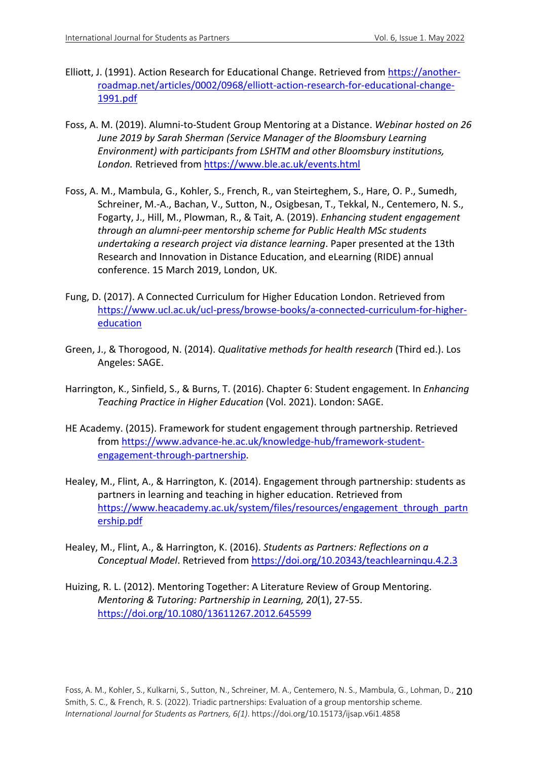Elliott, J. (1991). Action Research for Educational Change. Retrieved from https://another-roadmap.net/articles/0002/0968/elliott-action-research-for-educational-change-1991.pdf

Foss, A. M. (2019). Alumni-to-Student Group Mentoring at a Distance. *Webinar hosted on 26 June 2019 by Sarah Sherman (Service Manager of the Bloomsbury Learning Environment) with participants from LSHTM and other Bloomsbury institutions, London.* Retrieved from https://www.ble.ac.uk/events.html

Foss, A. M., Mambula, G., Kohler, S., French, R., van Steirteghem, S., Hare, O. P., Sumedh, Schreiner, M.-A., Bachan, V., Sutton, N., Osigbesan, T., Tekkal, N., Centemero, N. S., Fogarty, J., Hill, M., Plowman, R., & Tait, A. (2019). *Enhancing student engagement through an alumni-peer mentorship scheme for Public Health MSc students undertaking a research project via distance learning*. Paper presented at the 13th Research and Innovation in Distance Education, and eLearning (RIDE) annual conference. 15 March 2019, London, UK.

Fung, D. (2017). A Connected Curriculum for Higher Education London. Retrieved from https://www.ucl.ac.uk/ucl-press/browse-books/a-connected-curriculum-for-higher-education

Green, J., & Thorogood, N. (2014). *Qualitative methods for health research* (Third ed.). Los Angeles: SAGE.

Harrington, K., Sinfield, S., & Burns, T. (2016). Chapter 6: Student engagement. In *Enhancing Teaching Practice in Higher Education* (Vol. 2021). London: SAGE.

HE Academy. (2015). Framework for student engagement through partnership. Retrieved from https://www.advance-he.ac.uk/knowledge-hub/framework-student-engagement-through-partnership.

Healey, M., Flint, A., & Harrington, K. (2014). Engagement through partnership: students as partners in learning and teaching in higher education. Retrieved from https://www.heacademy.ac.uk/system/files/resources/engagement_through_partnership.pdf

Healey, M., Flint, A., & Harrington, K. (2016). *Students as Partners: Reflections on a Conceptual Model*. Retrieved from https://doi.org/10.20343/teachlearninqu.4.2.3

Huizing, R. L. (2012). Mentoring Together: A Literature Review of Group Mentoring. *Mentoring & Tutoring: Partnership in Learning, 20*(1), 27-55. https://doi.org/10.1080/13611267.2012.645599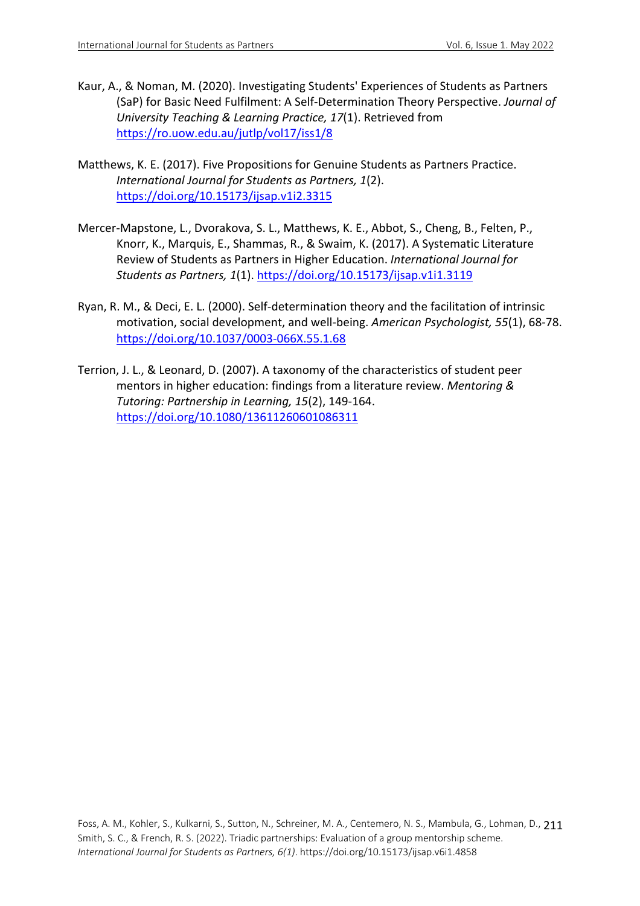Kaur, A., & Noman, M. (2020). Investigating Students' Experiences of Students as Partners (SaP) for Basic Need Fulfilment: A Self-Determination Theory Perspective. *Journal of University Teaching & Learning Practice, 17*(1). Retrieved from https://ro.uow.edu.au/jutlp/vol17/iss1/8

Matthews, K. E. (2017). Five Propositions for Genuine Students as Partners Practice. *International Journal for Students as Partners, 1*(2). https://doi.org/10.15173/ijsap.v1i2.3315

Mercer-Mapstone, L., Dvorakova, S. L., Matthews, K. E., Abbot, S., Cheng, B., Felten, P., Knorr, K., Marquis, E., Shammas, R., & Swaim, K. (2017). A Systematic Literature Review of Students as Partners in Higher Education. *International Journal for Students as Partners, 1*(1). https://doi.org/10.15173/ijsap.v1i1.3119

Ryan, R. M., & Deci, E. L. (2000). Self-determination theory and the facilitation of intrinsic motivation, social development, and well-being. *American Psychologist, 55*(1), 68-78. https://doi.org/10.1037/0003-066X.55.1.68

Terrion, J. L., & Leonard, D. (2007). A taxonomy of the characteristics of student peer mentors in higher education: findings from a literature review. *Mentoring & Tutoring: Partnership in Learning, 15*(2), 149-164. https://doi.org/10.1080/13611260601086311